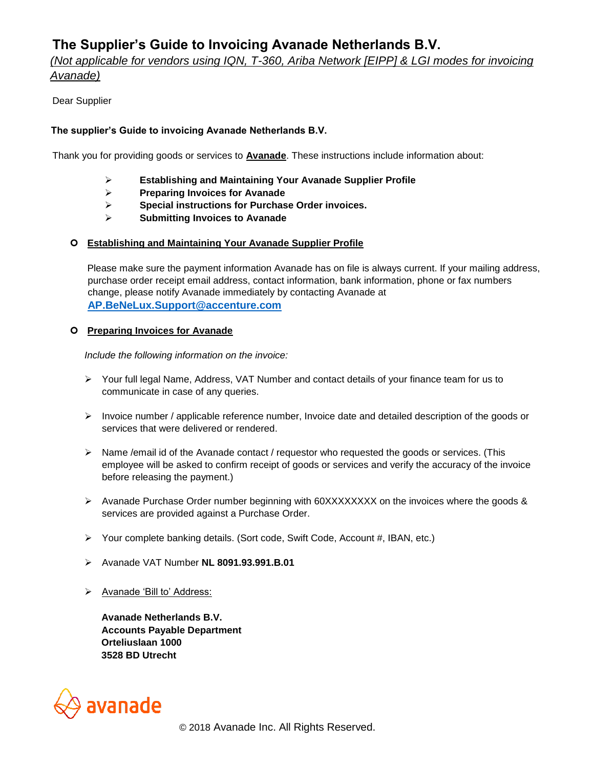# The Supplier's Guide to Invoicing Avanade Netherlands B.V.

*(Not applicable for vendors using IQN, T-360, Ariba Network [EIPP] & LGI modes for invoicing Avanade)*

Dear Supplier

**The supplier's Guide to invoicing Avanade Netherlands B.V.**

Thank you for providing goods or services to **Avanade**. These instructions include information about:

- **Establishing and Maintaining Your Avanade Supplier Profile**
- **Preparing Invoices for Avanade**
- **Special instructions for Purchase Order invoices.**
- **Submitting Invoices to Avanade**

## Establishing and Maintaining Your Avanade Supplier Profile

Please make sure the payment information Avanade has on file is always current. If your mailing address, purchase order receipt email address, contact information, bank information, phone or fax numbers change, please notify Avanade immediately by contacting Avanade at **AP.BeNeLux.Support@accenture.com**

## Preparing Invoices for Avanade

*Include the following information on the invoice:*

- Your full legal Name, Address, VAT Number and contact details of your finance team for us to communicate in case of any queries.
- Invoice number / applicable reference number, Invoice date and detailed description of the goods or services that were delivered or rendered.
- Name /email id of the Avanade contact / requestor who requested the goods or services. (This employee will be asked to confirm receipt of goods or services and verify the accuracy of the invoice before releasing the payment.)
- Avanade Purchase Order number beginning with 60XXXXXXXX on the invoices where the goods & services are provided against a Purchase Order.
- Your complete banking details. (Sort code, Swift Code, Account #, IBAN, etc.)
- Avanade VAT Number **NL 8091.93.991.B.01**
- Avanade 'Bill to' Address:

  **Avanade Netherlands B.V.**
  **Accounts Payable Department**
  **Orteliuslaan 1000**
  **3528 BD Utrecht**

© 2018 Avanade Inc. All Rights Reserved.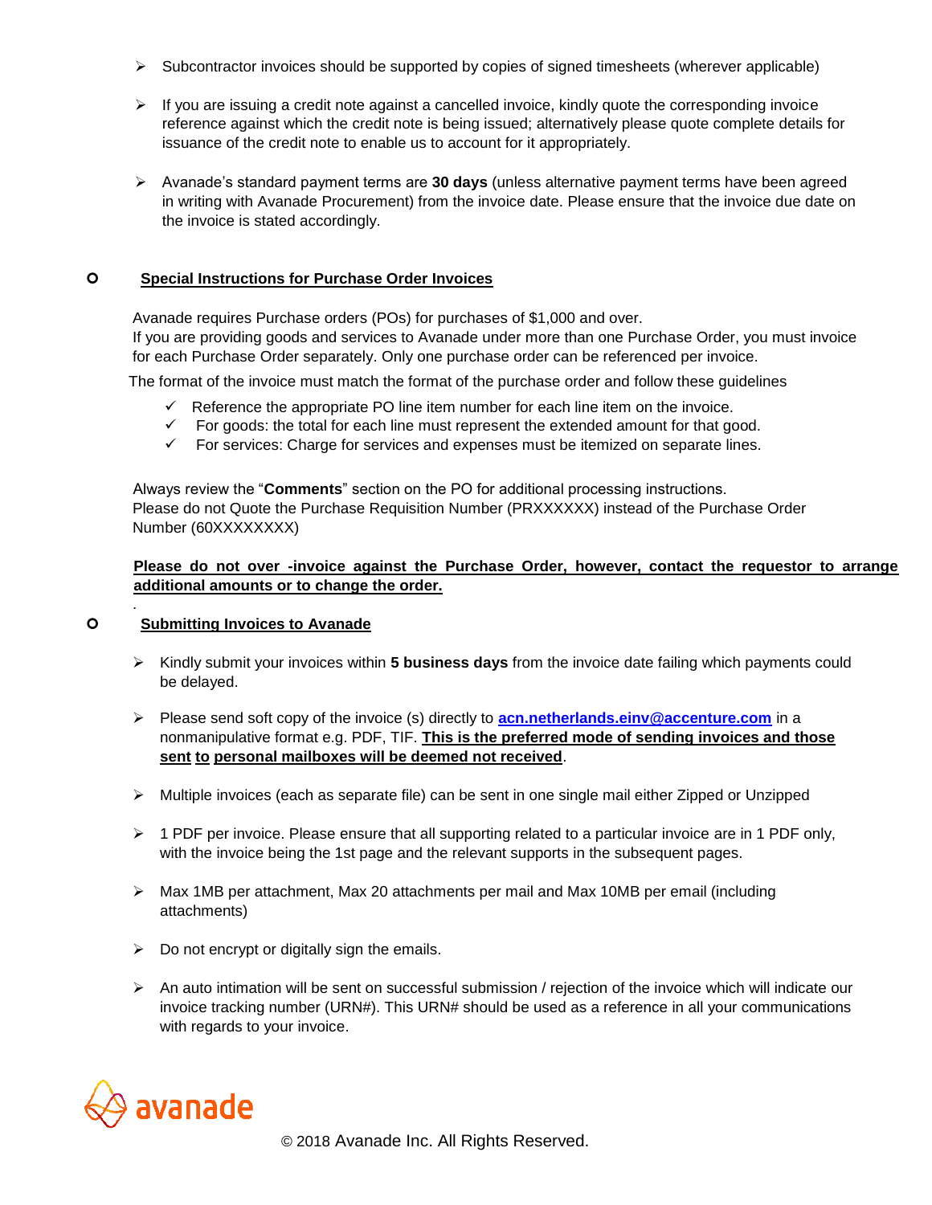- Subcontractor invoices should be supported by copies of signed timesheets (wherever applicable)

- If you are issuing a credit note against a cancelled invoice, kindly quote the corresponding invoice reference against which the credit note is being issued; alternatively please quote complete details for issuance of the credit note to enable us to account for it appropriately.

- Avanade's standard payment terms are **30 days** (unless alternative payment terms have been agreed in writing with Avanade Procurement) from the invoice date. Please ensure that the invoice due date on the invoice is stated accordingly.

## Special Instructions for Purchase Order Invoices

Avanade requires Purchase orders (POs) for purchases of $1,000 and over.
If you are providing goods and services to Avanade under more than one Purchase Order, you must invoice for each Purchase Order separately. Only one purchase order can be referenced per invoice.

The format of the invoice must match the format of the purchase order and follow these guidelines

- ✓ Reference the appropriate PO line item number for each line item on the invoice.
- ✓ For goods: the total for each line must represent the extended amount for that good.
- ✓ For services: Charge for services and expenses must be itemized on separate lines.

Always review the "**Comments**" section on the PO for additional processing instructions.
Please do not Quote the Purchase Requisition Number (PRXXXXXX) instead of the Purchase Order Number (60XXXXXXXX)

**Please do not over -invoice against the Purchase Order, however, contact the requestor to arrange additional amounts or to change the order.**

## Submitting Invoices to Avanade

- Kindly submit your invoices within **5 business days** from the invoice date failing which payments could be delayed.

- Please send soft copy of the invoice (s) directly to **acn.netherlands.einv@accenture.com** in a nonmanipulative format e.g. PDF, TIF. **This is the preferred mode of sending invoices and those sent to personal mailboxes will be deemed not received**.

- Multiple invoices (each as separate file) can be sent in one single mail either Zipped or Unzipped

- 1 PDF per invoice. Please ensure that all supporting related to a particular invoice are in 1 PDF only, with the invoice being the 1st page and the relevant supports in the subsequent pages.

- Max 1MB per attachment, Max 20 attachments per mail and Max 10MB per email (including attachments)

- Do not encrypt or digitally sign the emails.

- An auto intimation will be sent on successful submission / rejection of the invoice which will indicate our invoice tracking number (URN#). This URN# should be used as a reference in all your communications with regards to your invoice.

avanade

© 2018 Avanade Inc. All Rights Reserved.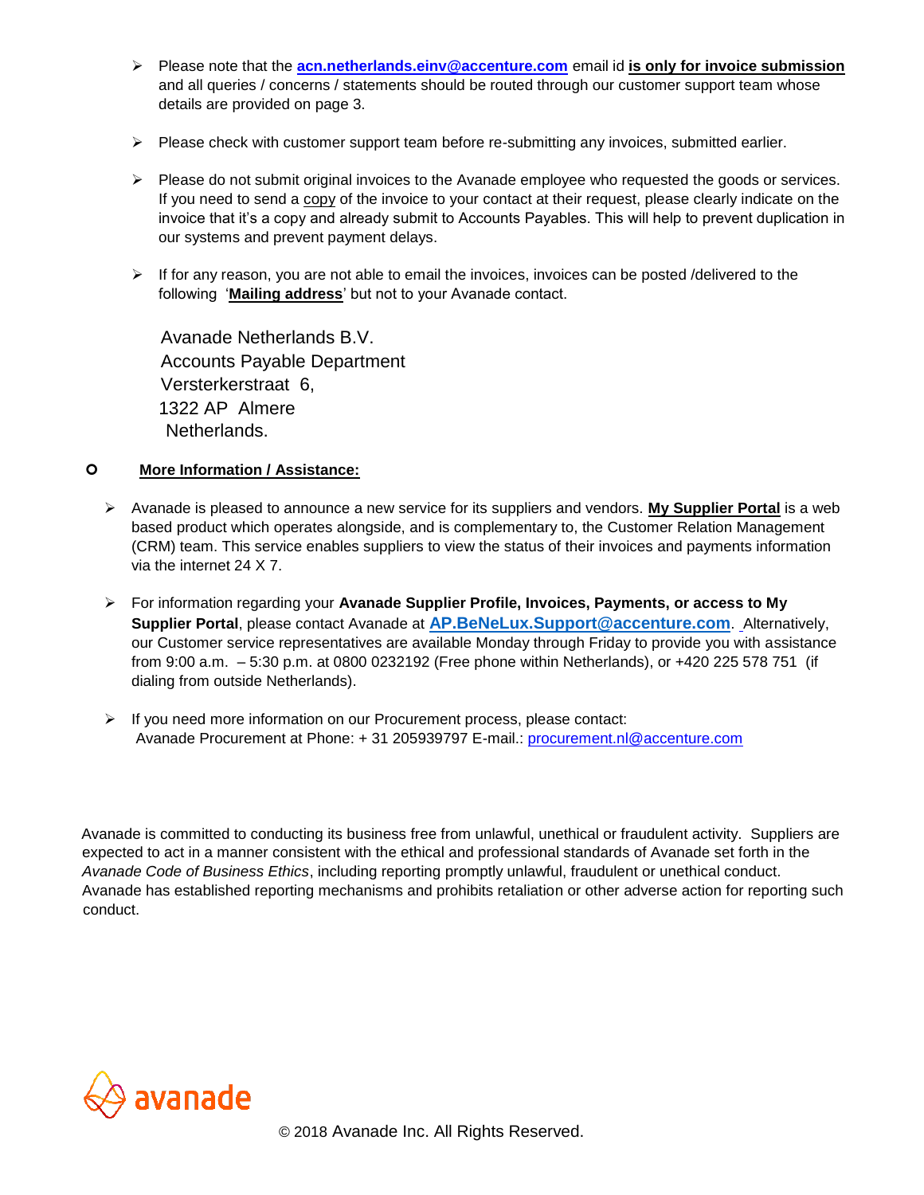- Please note that the **acn.netherlands.einv@accenture.com** email id **is only for invoice submission** and all queries / concerns / statements should be routed through our customer support team whose details are provided on page 3.

- Please check with customer support team before re-submitting any invoices, submitted earlier.

- Please do not submit original invoices to the Avanade employee who requested the goods or services. If you need to send a copy of the invoice to your contact at their request, please clearly indicate on the invoice that it's a copy and already submit to Accounts Payables. This will help to prevent duplication in our systems and prevent payment delays.

- If for any reason, you are not able to email the invoices, invoices can be posted /delivered to the following '**Mailing address**' but not to your Avanade contact.

Avanade Netherlands B.V.
Accounts Payable Department
Versterkerstraat 6,
1322 AP Almere
Netherlands.

- **More Information / Assistance:**

  - Avanade is pleased to announce a new service for its suppliers and vendors. **My Supplier Portal** is a web based product which operates alongside, and is complementary to, the Customer Relation Management (CRM) team. This service enables suppliers to view the status of their invoices and payments information via the internet 24 X 7.

  - For information regarding your **Avanade Supplier Profile, Invoices, Payments, or access to My Supplier Portal**, please contact Avanade at **AP.BeNeLux.Support@accenture.com**. Alternatively, our Customer service representatives are available Monday through Friday to provide you with assistance from 9:00 a.m. – 5:30 p.m. at 0800 0232192 (Free phone within Netherlands), or +420 225 578 751 (if dialing from outside Netherlands).

  - If you need more information on our Procurement process, please contact:
    Avanade Procurement at Phone: + 31 205939797 E-mail.: procurement.nl@accenture.com

Avanade is committed to conducting its business free from unlawful, unethical or fraudulent activity. Suppliers are expected to act in a manner consistent with the ethical and professional standards of Avanade set forth in the *Avanade Code of Business Ethics*, including reporting promptly unlawful, fraudulent or unethical conduct. Avanade has established reporting mechanisms and prohibits retaliation or other adverse action for reporting such conduct.

avanade

© 2018 Avanade Inc. All Rights Reserved.